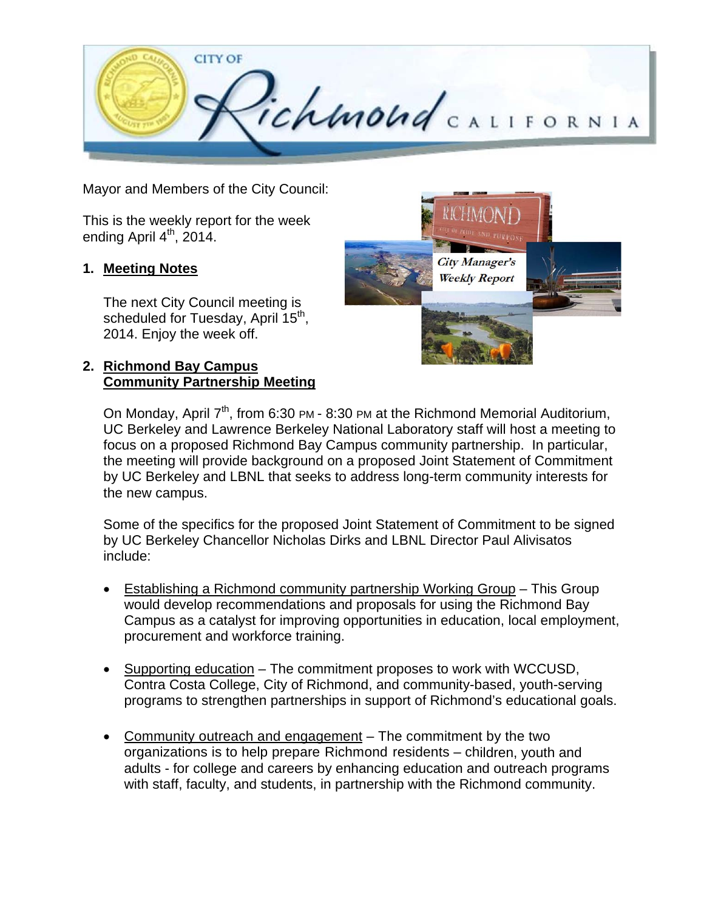Mayor and Members of the City Council:

This is the weekly report for the week ending April 4th, 2014.

1. **Meeting Notes**

   The next City Council meeting is scheduled for Tuesday, April 15th, 2014. Enjoy the week off.

2. **Richmond Bay Campus Community Partnership Meeting**

   On Monday, April 7th, from 6:30 PM - 8:30 PM at the Richmond Memorial Auditorium, UC Berkeley and Lawrence Berkeley National Laboratory staff will host a meeting to focus on a proposed Richmond Bay Campus community partnership. In particular, the meeting will provide background on a proposed Joint Statement of Commitment by UC Berkeley and LBNL that seeks to address long-term community interests for the new campus.

   Some of the specifics for the proposed Joint Statement of Commitment to be signed by UC Berkeley Chancellor Nicholas Dirks and LBNL Director Paul Alivisatos include:

   - Establishing a Richmond community partnership Working Group – This Group would develop recommendations and proposals for using the Richmond Bay Campus as a catalyst for improving opportunities in education, local employment, procurement and workforce training.

   - Supporting education – The commitment proposes to work with WCCUSD, Contra Costa College, City of Richmond, and community-based, youth-serving programs to strengthen partnerships in support of Richmond's educational goals.

   - Community outreach and engagement – The commitment by the two organizations is to help prepare Richmond residents – children, youth and adults - for college and careers by enhancing education and outreach programs with staff, faculty, and students, in partnership with the Richmond community.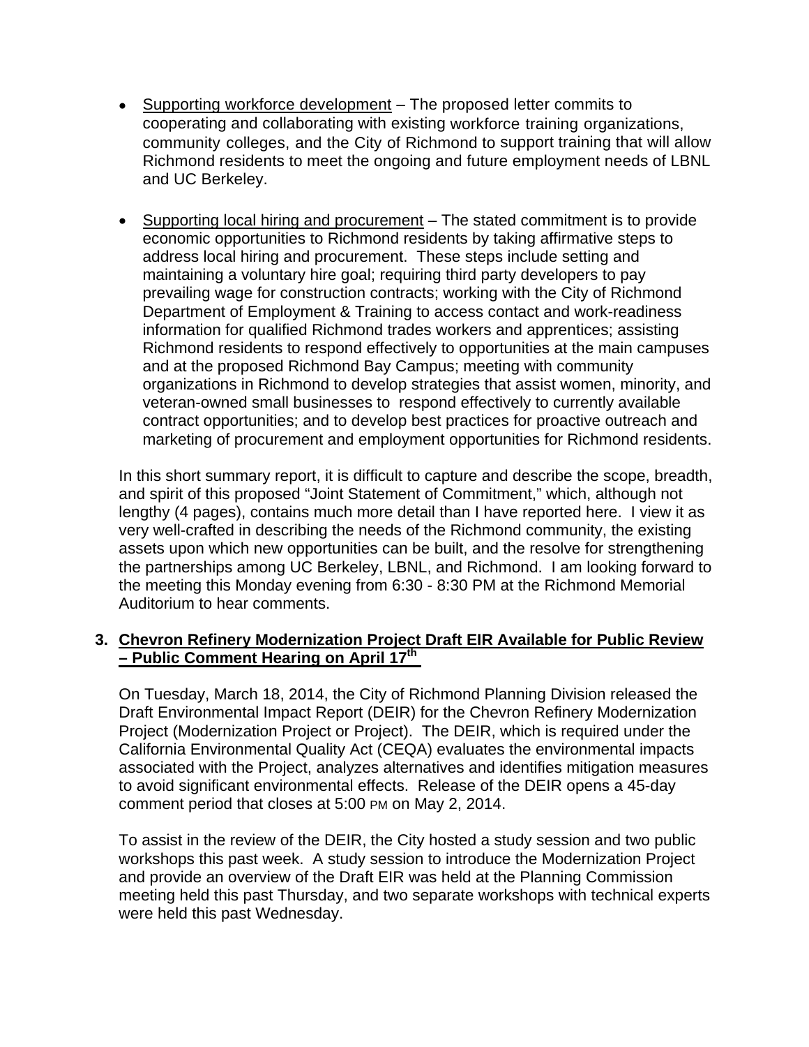- Supporting workforce development – The proposed letter commits to cooperating and collaborating with existing workforce training organizations, community colleges, and the City of Richmond to support training that will allow Richmond residents to meet the ongoing and future employment needs of LBNL and UC Berkeley.

- Supporting local hiring and procurement – The stated commitment is to provide economic opportunities to Richmond residents by taking affirmative steps to address local hiring and procurement. These steps include setting and maintaining a voluntary hire goal; requiring third party developers to pay prevailing wage for construction contracts; working with the City of Richmond Department of Employment & Training to access contact and work-readiness information for qualified Richmond trades workers and apprentices; assisting Richmond residents to respond effectively to opportunities at the main campuses and at the proposed Richmond Bay Campus; meeting with community organizations in Richmond to develop strategies that assist women, minority, and veteran-owned small businesses to respond effectively to currently available contract opportunities; and to develop best practices for proactive outreach and marketing of procurement and employment opportunities for Richmond residents.

In this short summary report, it is difficult to capture and describe the scope, breadth, and spirit of this proposed "Joint Statement of Commitment," which, although not lengthy (4 pages), contains much more detail than I have reported here. I view it as very well-crafted in describing the needs of the Richmond community, the existing assets upon which new opportunities can be built, and the resolve for strengthening the partnerships among UC Berkeley, LBNL, and Richmond. I am looking forward to the meeting this Monday evening from 6:30 - 8:30 PM at the Richmond Memorial Auditorium to hear comments.

### 3. Chevron Refinery Modernization Project Draft EIR Available for Public Review – Public Comment Hearing on April 17th

On Tuesday, March 18, 2014, the City of Richmond Planning Division released the Draft Environmental Impact Report (DEIR) for the Chevron Refinery Modernization Project (Modernization Project or Project). The DEIR, which is required under the California Environmental Quality Act (CEQA) evaluates the environmental impacts associated with the Project, analyzes alternatives and identifies mitigation measures to avoid significant environmental effects. Release of the DEIR opens a 45-day comment period that closes at 5:00 PM on May 2, 2014.

To assist in the review of the DEIR, the City hosted a study session and two public workshops this past week. A study session to introduce the Modernization Project and provide an overview of the Draft EIR was held at the Planning Commission meeting held this past Thursday, and two separate workshops with technical experts were held this past Wednesday.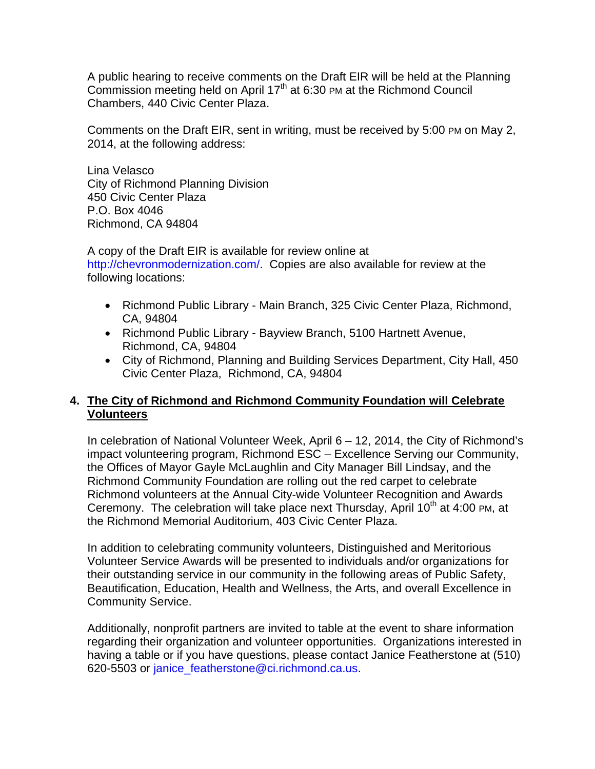A public hearing to receive comments on the Draft EIR will be held at the Planning Commission meeting held on April 17th at 6:30 PM at the Richmond Council Chambers, 440 Civic Center Plaza.

Comments on the Draft EIR, sent in writing, must be received by 5:00 PM on May 2, 2014, at the following address:

Lina Velasco  
City of Richmond Planning Division  
450 Civic Center Plaza  
P.O. Box 4046  
Richmond, CA 94804

A copy of the Draft EIR is available for review online at http://chevronmodernization.com/. Copies are also available for review at the following locations:

- Richmond Public Library - Main Branch, 325 Civic Center Plaza, Richmond, CA, 94804
- Richmond Public Library - Bayview Branch, 5100 Hartnett Avenue, Richmond, CA, 94804
- City of Richmond, Planning and Building Services Department, City Hall, 450 Civic Center Plaza, Richmond, CA, 94804

**4. The City of Richmond and Richmond Community Foundation will Celebrate Volunteers**

In celebration of National Volunteer Week, April 6 – 12, 2014, the City of Richmond's impact volunteering program, Richmond ESC – Excellence Serving our Community, the Offices of Mayor Gayle McLaughlin and City Manager Bill Lindsay, and the Richmond Community Foundation are rolling out the red carpet to celebrate Richmond volunteers at the Annual City-wide Volunteer Recognition and Awards Ceremony. The celebration will take place next Thursday, April 10th at 4:00 PM, at the Richmond Memorial Auditorium, 403 Civic Center Plaza.

In addition to celebrating community volunteers, Distinguished and Meritorious Volunteer Service Awards will be presented to individuals and/or organizations for their outstanding service in our community in the following areas of Public Safety, Beautification, Education, Health and Wellness, the Arts, and overall Excellence in Community Service.

Additionally, nonprofit partners are invited to table at the event to share information regarding their organization and volunteer opportunities. Organizations interested in having a table or if you have questions, please contact Janice Featherstone at (510) 620-5503 or janice_featherstone@ci.richmond.ca.us.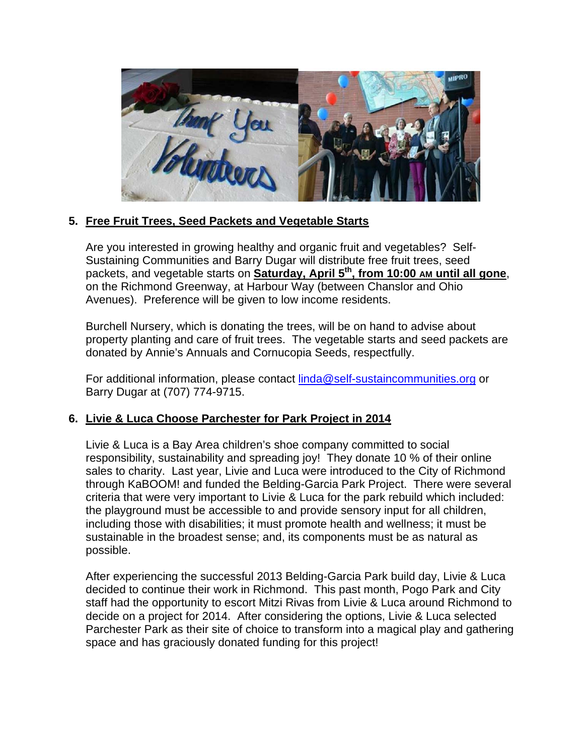5. **Free Fruit Trees, Seed Packets and Vegetable Starts**

   Are you interested in growing healthy and organic fruit and vegetables? Self-Sustaining Communities and Barry Dugar will distribute free fruit trees, seed packets, and vegetable starts on **Saturday, April 5th, from 10:00 AM until all gone**, on the Richmond Greenway, at Harbour Way (between Chanslor and Ohio Avenues). Preference will be given to low income residents.

   Burchell Nursery, which is donating the trees, will be on hand to advise about property planting and care of fruit trees. The vegetable starts and seed packets are donated by Annie's Annuals and Cornucopia Seeds, respectfully.

   For additional information, please contact linda@self-sustaincommunities.org or Barry Dugar at (707) 774-9715.

6. **Livie & Luca Choose Parchester for Park Project in 2014**

   Livie & Luca is a Bay Area children's shoe company committed to social responsibility, sustainability and spreading joy! They donate 10 % of their online sales to charity. Last year, Livie and Luca were introduced to the City of Richmond through KaBOOM! and funded the Belding-Garcia Park Project. There were several criteria that were very important to Livie & Luca for the park rebuild which included: the playground must be accessible to and provide sensory input for all children, including those with disabilities; it must promote health and wellness; it must be sustainable in the broadest sense; and, its components must be as natural as possible.

   After experiencing the successful 2013 Belding-Garcia Park build day, Livie & Luca decided to continue their work in Richmond. This past month, Pogo Park and City staff had the opportunity to escort Mitzi Rivas from Livie & Luca around Richmond to decide on a project for 2014. After considering the options, Livie & Luca selected Parchester Park as their site of choice to transform into a magical play and gathering space and has graciously donated funding for this project!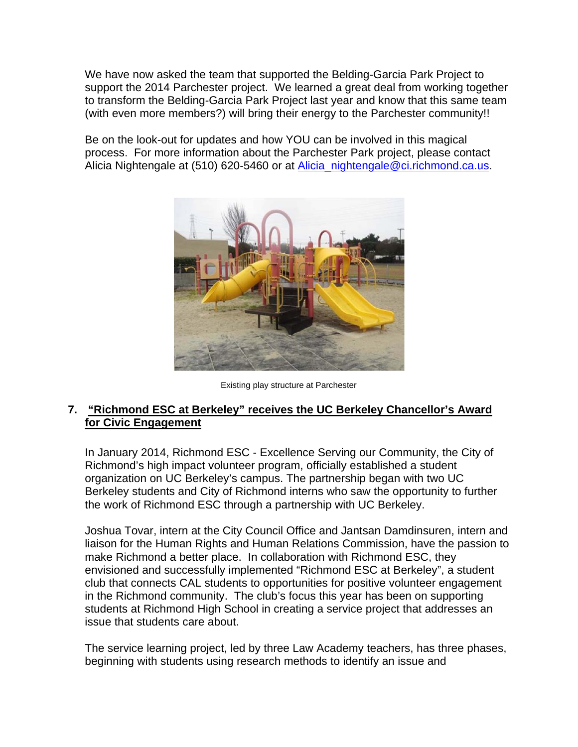We have now asked the team that supported the Belding-Garcia Park Project to support the 2014 Parchester project. We learned a great deal from working together to transform the Belding-Garcia Park Project last year and know that this same team (with even more members?) will bring their energy to the Parchester community!!

Be on the look-out for updates and how YOU can be involved in this magical process. For more information about the Parchester Park project, please contact Alicia Nightengale at (510) 620-5460 or at Alicia_nightengale@ci.richmond.ca.us.

Existing play structure at Parchester

## 7. "Richmond ESC at Berkeley" receives the UC Berkeley Chancellor's Award for Civic Engagement

In January 2014, Richmond ESC - Excellence Serving our Community, the City of Richmond's high impact volunteer program, officially established a student organization on UC Berkeley's campus. The partnership began with two UC Berkeley students and City of Richmond interns who saw the opportunity to further the work of Richmond ESC through a partnership with UC Berkeley.

Joshua Tovar, intern at the City Council Office and Jantsan Damdinsuren, intern and liaison for the Human Rights and Human Relations Commission, have the passion to make Richmond a better place. In collaboration with Richmond ESC, they envisioned and successfully implemented "Richmond ESC at Berkeley", a student club that connects CAL students to opportunities for positive volunteer engagement in the Richmond community. The club's focus this year has been on supporting students at Richmond High School in creating a service project that addresses an issue that students care about.

The service learning project, led by three Law Academy teachers, has three phases, beginning with students using research methods to identify an issue and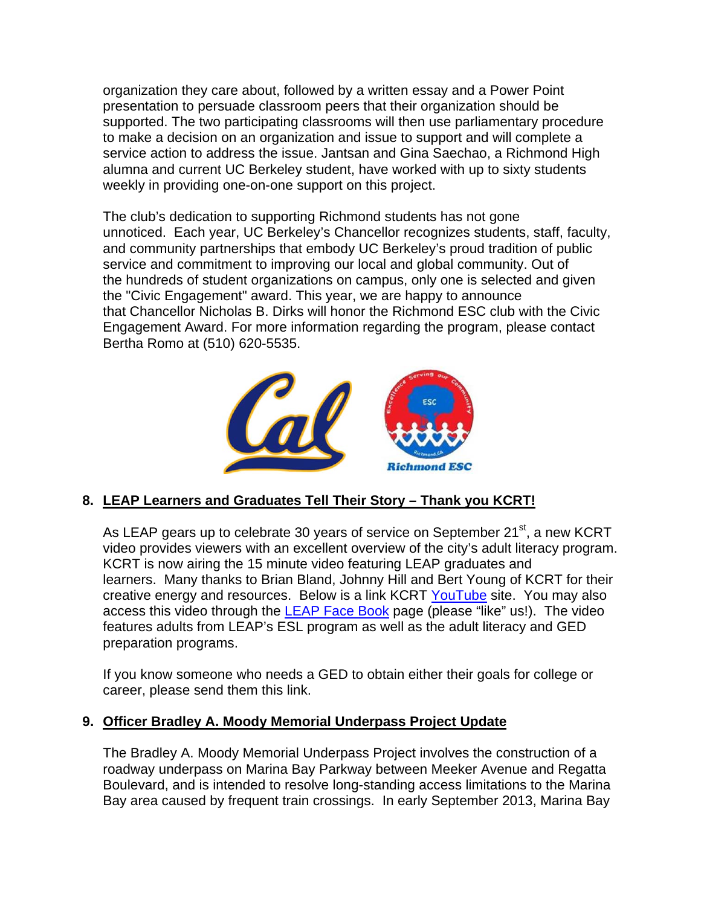organization they care about, followed by a written essay and a Power Point presentation to persuade classroom peers that their organization should be supported. The two participating classrooms will then use parliamentary procedure to make a decision on an organization and issue to support and will complete a service action to address the issue. Jantsan and Gina Saechao, a Richmond High alumna and current UC Berkeley student, have worked with up to sixty students weekly in providing one-on-one support on this project.

The club's dedication to supporting Richmond students has not gone unnoticed. Each year, UC Berkeley's Chancellor recognizes students, staff, faculty, and community partnerships that embody UC Berkeley's proud tradition of public service and commitment to improving our local and global community. Out of the hundreds of student organizations on campus, only one is selected and given the "Civic Engagement" award. This year, we are happy to announce that Chancellor Nicholas B. Dirks will honor the Richmond ESC club with the Civic Engagement Award. For more information regarding the program, please contact Bertha Romo at (510) 620-5535.

## 8. LEAP Learners and Graduates Tell Their Story – Thank you KCRT!

As LEAP gears up to celebrate 30 years of service on September 21st, a new KCRT video provides viewers with an excellent overview of the city's adult literacy program. KCRT is now airing the 15 minute video featuring LEAP graduates and learners. Many thanks to Brian Bland, Johnny Hill and Bert Young of KCRT for their creative energy and resources. Below is a link KCRT YouTube site. You may also access this video through the LEAP Face Book page (please "like" us!). The video features adults from LEAP's ESL program as well as the adult literacy and GED preparation programs.

If you know someone who needs a GED to obtain either their goals for college or career, please send them this link.

## 9. Officer Bradley A. Moody Memorial Underpass Project Update

The Bradley A. Moody Memorial Underpass Project involves the construction of a roadway underpass on Marina Bay Parkway between Meeker Avenue and Regatta Boulevard, and is intended to resolve long-standing access limitations to the Marina Bay area caused by frequent train crossings. In early September 2013, Marina Bay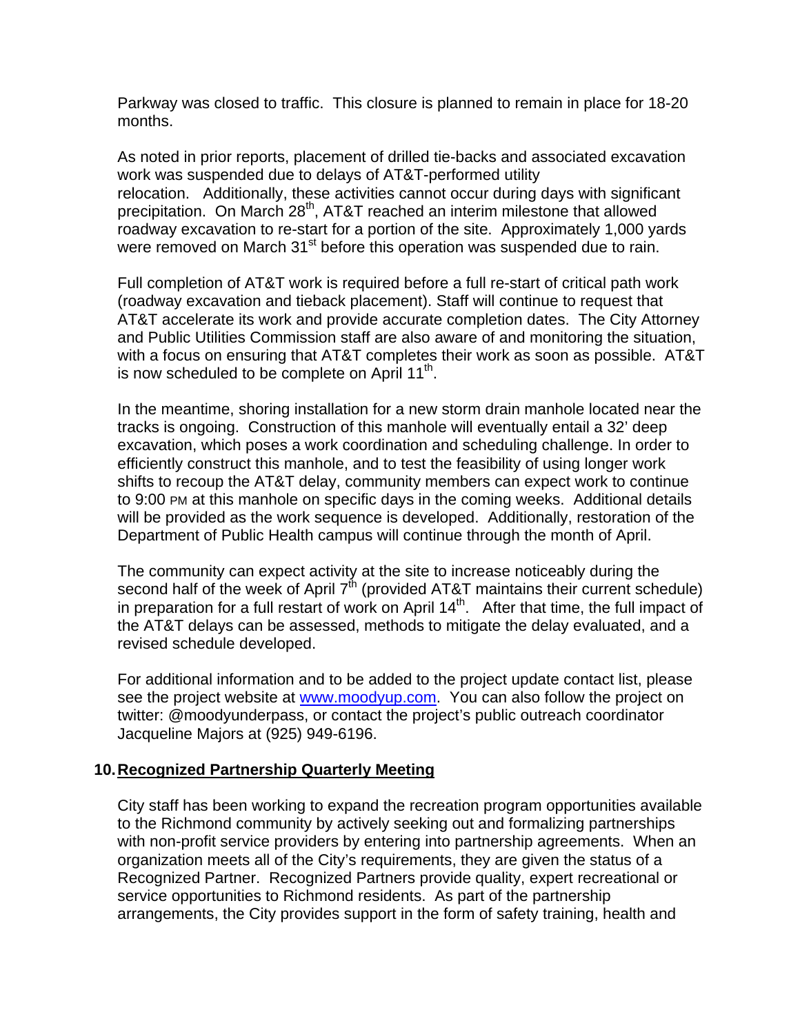Parkway was closed to traffic. This closure is planned to remain in place for 18-20 months.

As noted in prior reports, placement of drilled tie-backs and associated excavation work was suspended due to delays of AT&T-performed utility relocation. Additionally, these activities cannot occur during days with significant precipitation. On March 28th, AT&T reached an interim milestone that allowed roadway excavation to re-start for a portion of the site. Approximately 1,000 yards were removed on March 31st before this operation was suspended due to rain.

Full completion of AT&T work is required before a full re-start of critical path work (roadway excavation and tieback placement). Staff will continue to request that AT&T accelerate its work and provide accurate completion dates. The City Attorney and Public Utilities Commission staff are also aware of and monitoring the situation, with a focus on ensuring that AT&T completes their work as soon as possible. AT&T is now scheduled to be complete on April 11th.

In the meantime, shoring installation for a new storm drain manhole located near the tracks is ongoing. Construction of this manhole will eventually entail a 32' deep excavation, which poses a work coordination and scheduling challenge. In order to efficiently construct this manhole, and to test the feasibility of using longer work shifts to recoup the AT&T delay, community members can expect work to continue to 9:00 PM at this manhole on specific days in the coming weeks. Additional details will be provided as the work sequence is developed. Additionally, restoration of the Department of Public Health campus will continue through the month of April.

The community can expect activity at the site to increase noticeably during the second half of the week of April 7th (provided AT&T maintains their current schedule) in preparation for a full restart of work on April 14th. After that time, the full impact of the AT&T delays can be assessed, methods to mitigate the delay evaluated, and a revised schedule developed.

For additional information and to be added to the project update contact list, please see the project website at [www.moodyup.com](http://www.moodyup.com). You can also follow the project on twitter: @moodyunderpass, or contact the project's public outreach coordinator Jacqueline Majors at (925) 949-6196.

## 10. Recognized Partnership Quarterly Meeting

City staff has been working to expand the recreation program opportunities available to the Richmond community by actively seeking out and formalizing partnerships with non-profit service providers by entering into partnership agreements. When an organization meets all of the City's requirements, they are given the status of a Recognized Partner. Recognized Partners provide quality, expert recreational or service opportunities to Richmond residents. As part of the partnership arrangements, the City provides support in the form of safety training, health and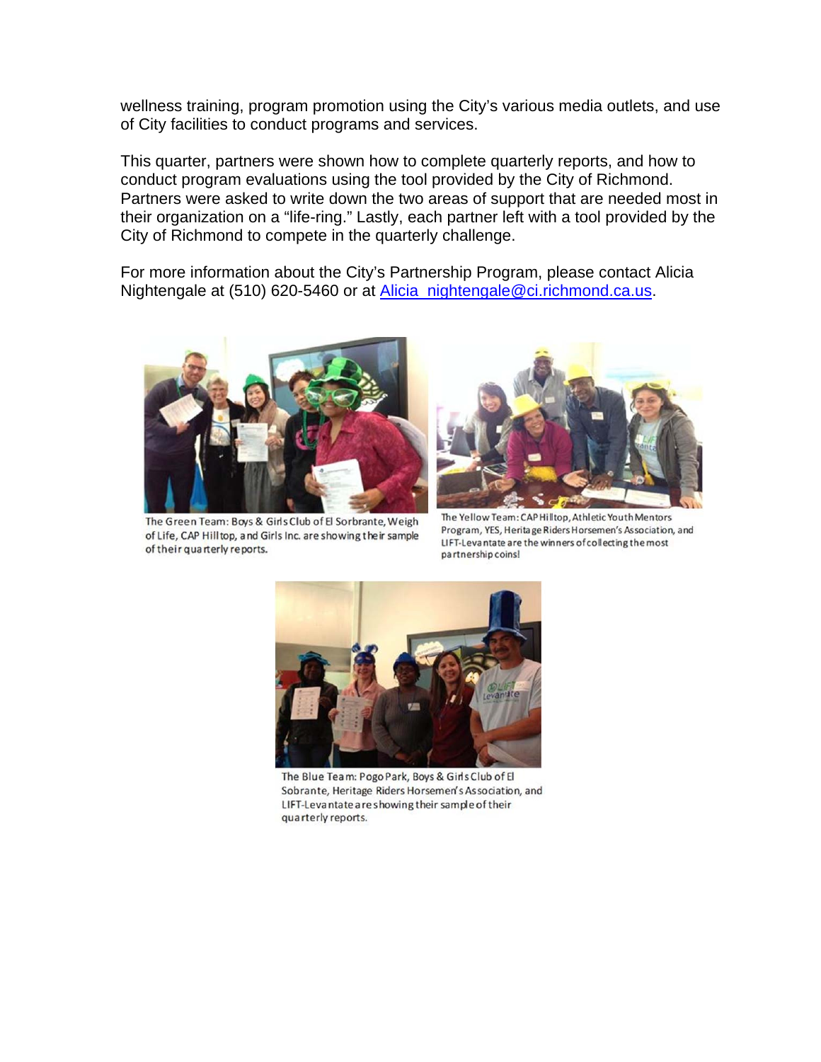wellness training, program promotion using the City's various media outlets, and use of City facilities to conduct programs and services.

This quarter, partners were shown how to complete quarterly reports, and how to conduct program evaluations using the tool provided by the City of Richmond. Partners were asked to write down the two areas of support that are needed most in their organization on a "life-ring." Lastly, each partner left with a tool provided by the City of Richmond to compete in the quarterly challenge.

For more information about the City's Partnership Program, please contact Alicia Nightengale at (510) 620-5460 or at Alicia_nightengale@ci.richmond.ca.us.

The Green Team: Boys & Girls Club of El Sorbrante, Weigh of Life, CAP Hilltop, and Girls Inc. are showing their sample of their quarterly reports.

The Yellow Team: CAP Hilltop, Athletic Youth Mentors Program, YES, Heritage Riders Horsemen's Association, and LIFT-Levantate are the winners of collecting the most partnership coins!

The Blue Team: Pogo Park, Boys & Girls Club of El Sobrante, Heritage Riders Horsemen's Association, and LIFT-Levantate are showing their sample of their quarterly reports.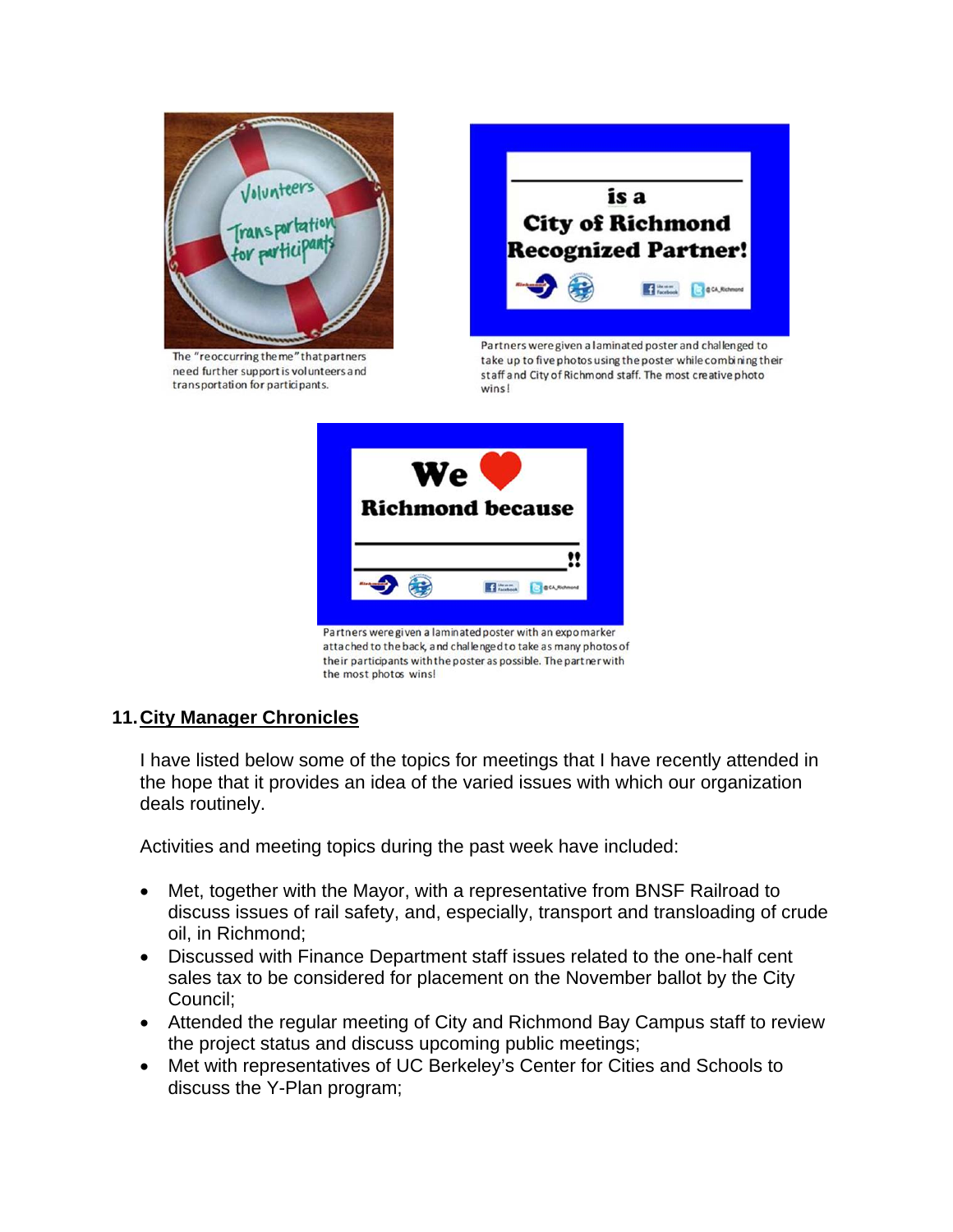The "reoccurring theme" that partners need further support is volunteers and transportation for participants.

Partners were given a laminated poster and challenged to take up to five photos using the poster while combining their staff and City of Richmond staff. The most creative photo wins!

Partners were given a laminated poster with an expo marker attached to the back, and challenged to take as many photos of their participants with the poster as possible. The partner with the most photos wins!

## 11. City Manager Chronicles

I have listed below some of the topics for meetings that I have recently attended in the hope that it provides an idea of the varied issues with which our organization deals routinely.

Activities and meeting topics during the past week have included:

- Met, together with the Mayor, with a representative from BNSF Railroad to discuss issues of rail safety, and, especially, transport and transloading of crude oil, in Richmond;
- Discussed with Finance Department staff issues related to the one-half cent sales tax to be considered for placement on the November ballot by the City Council;
- Attended the regular meeting of City and Richmond Bay Campus staff to review the project status and discuss upcoming public meetings;
- Met with representatives of UC Berkeley's Center for Cities and Schools to discuss the Y-Plan program;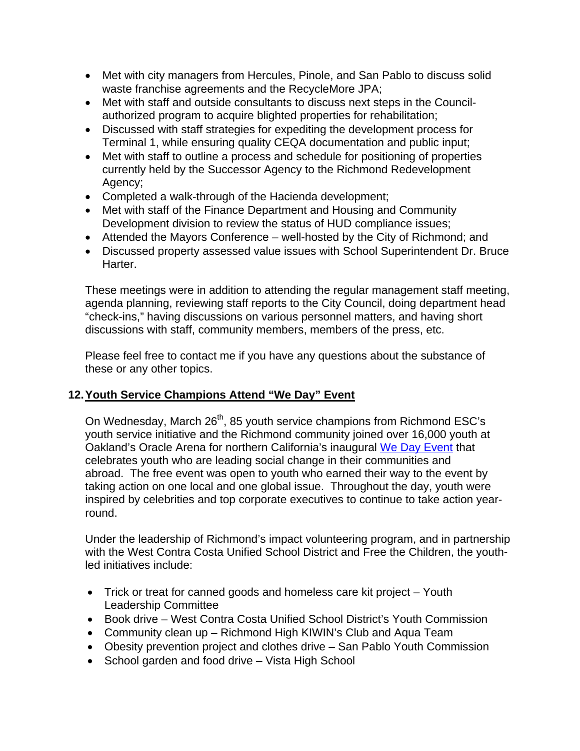- Met with city managers from Hercules, Pinole, and San Pablo to discuss solid waste franchise agreements and the RecycleMore JPA;
- Met with staff and outside consultants to discuss next steps in the Council-authorized program to acquire blighted properties for rehabilitation;
- Discussed with staff strategies for expediting the development process for Terminal 1, while ensuring quality CEQA documentation and public input;
- Met with staff to outline a process and schedule for positioning of properties currently held by the Successor Agency to the Richmond Redevelopment Agency;
- Completed a walk-through of the Hacienda development;
- Met with staff of the Finance Department and Housing and Community Development division to review the status of HUD compliance issues;
- Attended the Mayors Conference – well-hosted by the City of Richmond; and
- Discussed property assessed value issues with School Superintendent Dr. Bruce Harter.

These meetings were in addition to attending the regular management staff meeting, agenda planning, reviewing staff reports to the City Council, doing department head "check-ins," having discussions on various personnel matters, and having short discussions with staff, community members, members of the press, etc.

Please feel free to contact me if you have any questions about the substance of these or any other topics.

## 12. Youth Service Champions Attend "We Day" Event

On Wednesday, March 26th, 85 youth service champions from Richmond ESC's youth service initiative and the Richmond community joined over 16,000 youth at Oakland's Oracle Arena for northern California's inaugural We Day Event that celebrates youth who are leading social change in their communities and abroad. The free event was open to youth who earned their way to the event by taking action on one local and one global issue. Throughout the day, youth were inspired by celebrities and top corporate executives to continue to take action year-round.

Under the leadership of Richmond's impact volunteering program, and in partnership with the West Contra Costa Unified School District and Free the Children, the youth-led initiatives include:

- Trick or treat for canned goods and homeless care kit project – Youth Leadership Committee
- Book drive – West Contra Costa Unified School District's Youth Commission
- Community clean up – Richmond High KIWIN's Club and Aqua Team
- Obesity prevention project and clothes drive – San Pablo Youth Commission
- School garden and food drive – Vista High School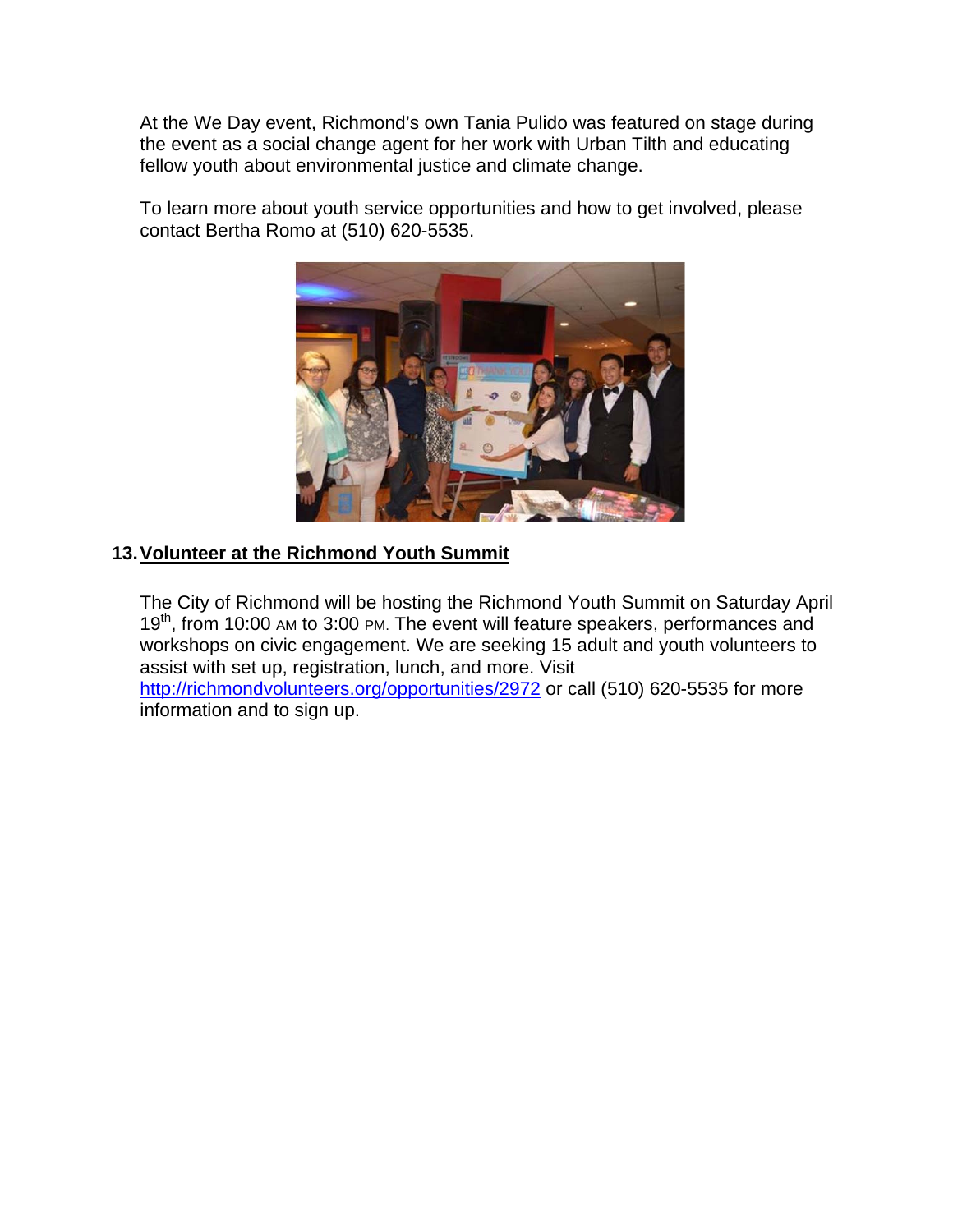At the We Day event, Richmond's own Tania Pulido was featured on stage during the event as a social change agent for her work with Urban Tilth and educating fellow youth about environmental justice and climate change.

To learn more about youth service opportunities and how to get involved, please contact Bertha Romo at (510) 620-5535.

13. **Volunteer at the Richmond Youth Summit**

The City of Richmond will be hosting the Richmond Youth Summit on Saturday April 19th, from 10:00 AM to 3:00 PM. The event will feature speakers, performances and workshops on civic engagement. We are seeking 15 adult and youth volunteers to assist with set up, registration, lunch, and more. Visit http://richmondvolunteers.org/opportunities/2972 or call (510) 620-5535 for more information and to sign up.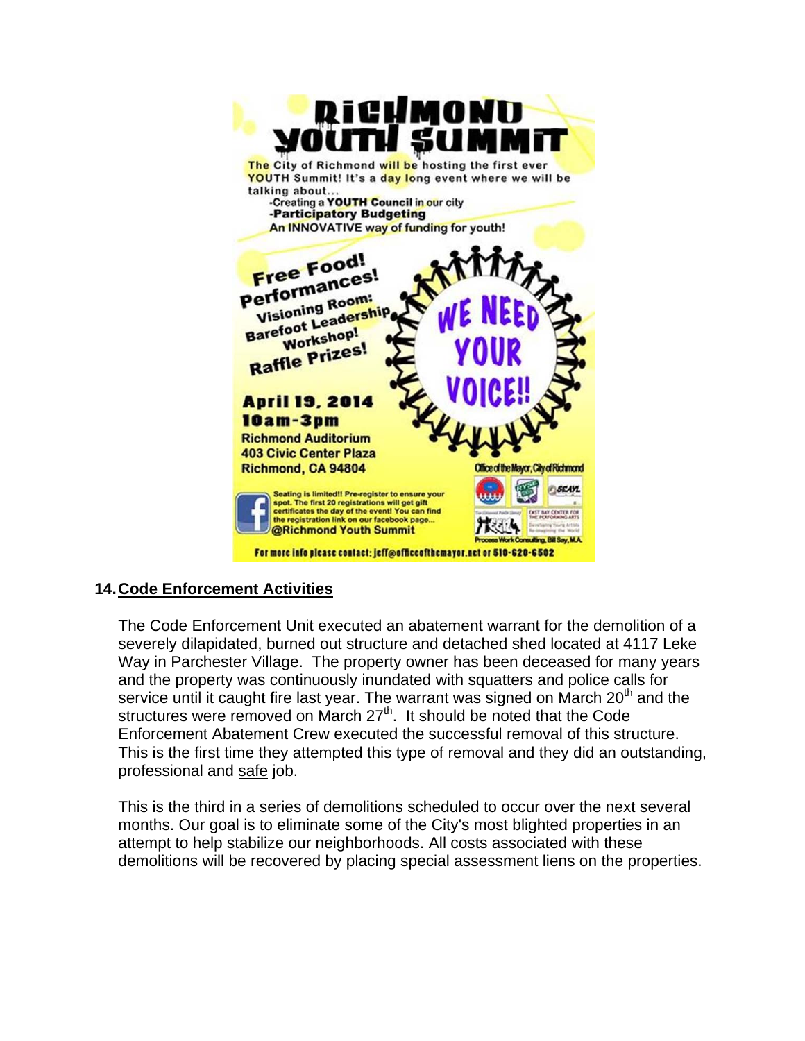# RICHMOND YOUTH SUMMIT

The City of Richmond will be hosting the first ever YOUTH Summit! It's a day long event where we will be talking about...

-Creating a **YOUTH Council** in our city
-**Participatory Budgeting**
An INNOVATIVE way of funding for youth!

**Free Food!**
**Performances!**
**Visioning Room:**
**Barefoot Leadership Workshop!**
**Raffle Prizes!**

**WE NEED YOUR VOICE!!**

**April 19, 2014**
**10am-3pm**
**Richmond Auditorium**
**403 Civic Center Plaza**
**Richmond, CA 94804**

Office of the Mayor, City of Richmond

**Seating is limited!! Pre-register to ensure your spot. The first 20 registrations will get gift certificates the day of the event! You can find the registration link on our facebook page...**
**@Richmond Youth Summit**

Process Work Consulting, Bill Say, M.A.

**For more info please contact: jeff@officeofthemayor.net or 510-620-6502**

## 14. Code Enforcement Activities

The Code Enforcement Unit executed an abatement warrant for the demolition of a severely dilapidated, burned out structure and detached shed located at 4117 Leke Way in Parchester Village. The property owner has been deceased for many years and the property was continuously inundated with squatters and police calls for service until it caught fire last year. The warrant was signed on March 20th and the structures were removed on March 27th. It should be noted that the Code Enforcement Abatement Crew executed the successful removal of this structure. This is the first time they attempted this type of removal and they did an outstanding, professional and safe job.

This is the third in a series of demolitions scheduled to occur over the next several months. Our goal is to eliminate some of the City's most blighted properties in an attempt to help stabilize our neighborhoods. All costs associated with these demolitions will be recovered by placing special assessment liens on the properties.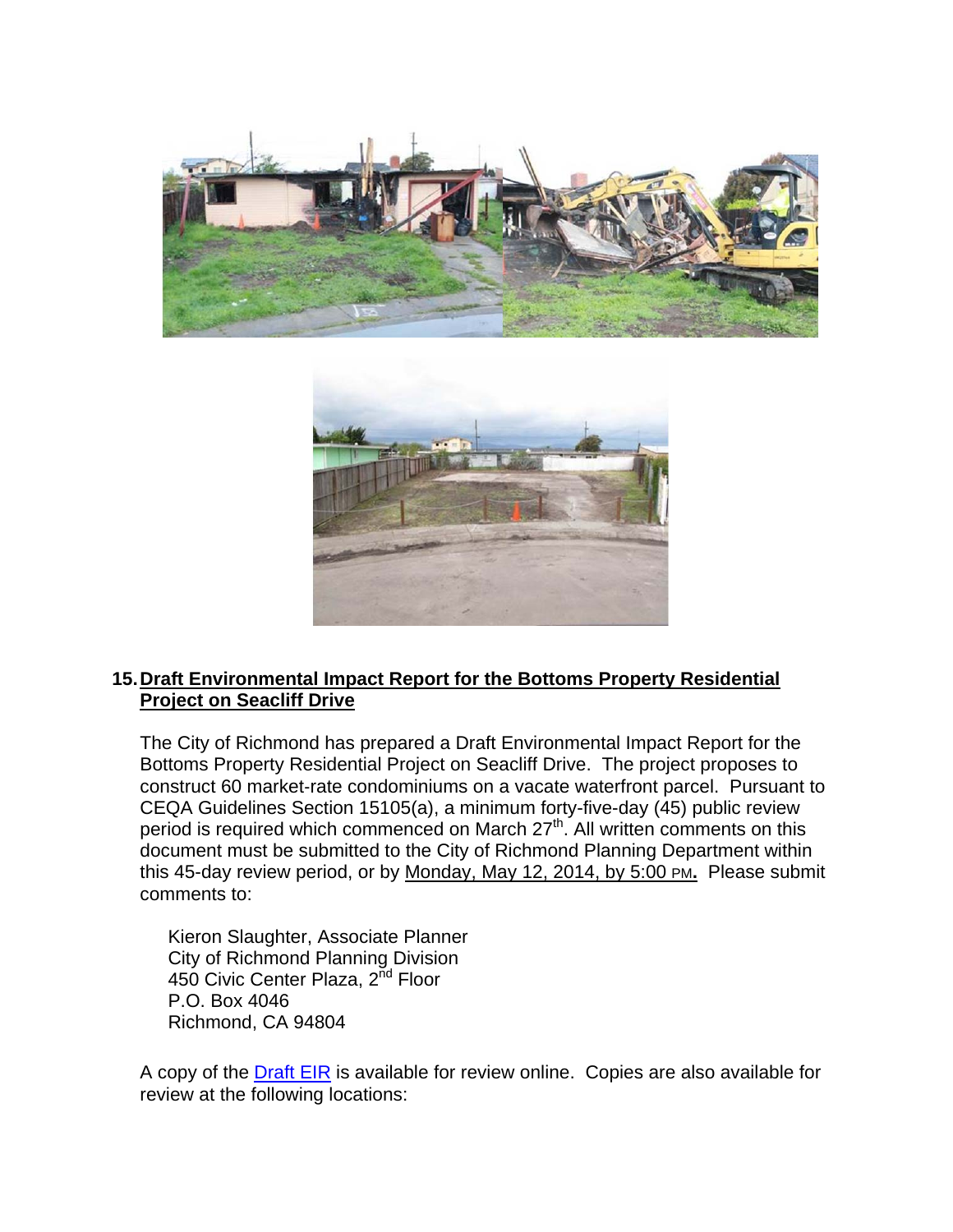## 15. Draft Environmental Impact Report for the Bottoms Property Residential Project on Seacliff Drive

The City of Richmond has prepared a Draft Environmental Impact Report for the Bottoms Property Residential Project on Seacliff Drive. The project proposes to construct 60 market-rate condominiums on a vacate waterfront parcel. Pursuant to CEQA Guidelines Section 15105(a), a minimum forty-five-day (45) public review period is required which commenced on March 27th. All written comments on this document must be submitted to the City of Richmond Planning Department within this 45-day review period, or by Monday, May 12, 2014, by 5:00 PM. Please submit comments to:

Kieron Slaughter, Associate Planner
City of Richmond Planning Division
450 Civic Center Plaza, 2nd Floor
P.O. Box 4046
Richmond, CA 94804

A copy of the Draft EIR is available for review online. Copies are also available for review at the following locations: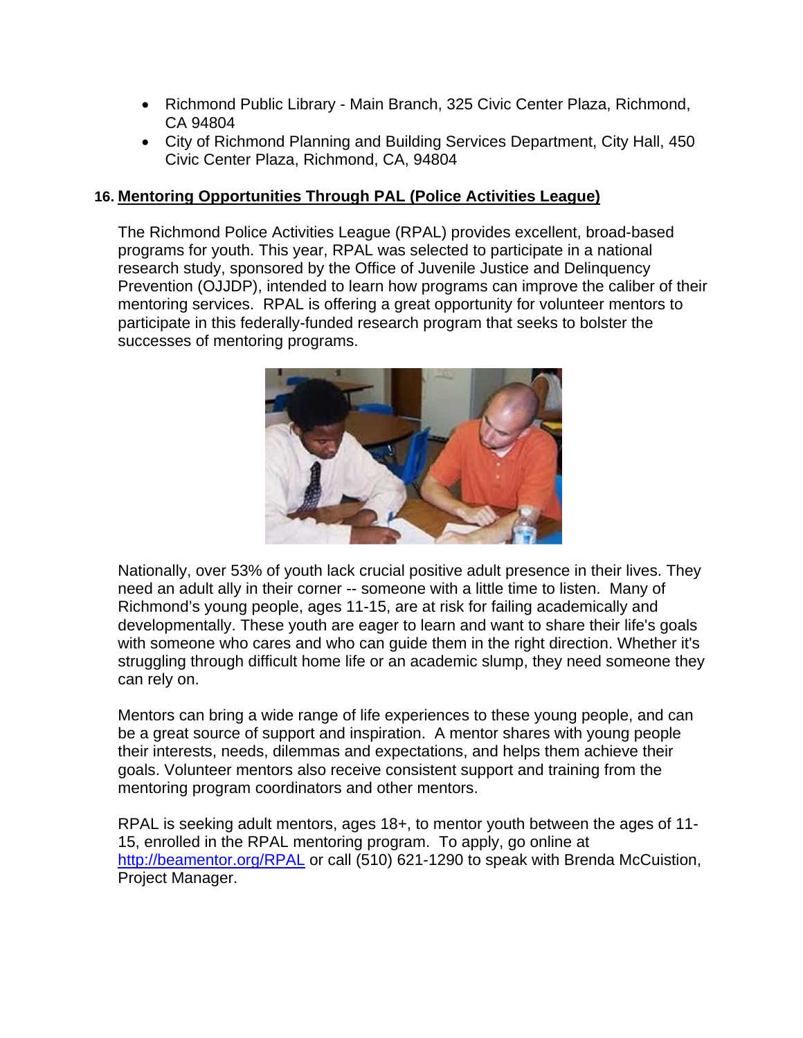- Richmond Public Library - Main Branch, 325 Civic Center Plaza, Richmond, CA 94804
- City of Richmond Planning and Building Services Department, City Hall, 450 Civic Center Plaza, Richmond, CA, 94804

## 16. Mentoring Opportunities Through PAL (Police Activities League)

The Richmond Police Activities League (RPAL) provides excellent, broad-based programs for youth. This year, RPAL was selected to participate in a national research study, sponsored by the Office of Juvenile Justice and Delinquency Prevention (OJJDP), intended to learn how programs can improve the caliber of their mentoring services. RPAL is offering a great opportunity for volunteer mentors to participate in this federally-funded research program that seeks to bolster the successes of mentoring programs.

Nationally, over 53% of youth lack crucial positive adult presence in their lives. They need an adult ally in their corner -- someone with a little time to listen. Many of Richmond's young people, ages 11-15, are at risk for failing academically and developmentally. These youth are eager to learn and want to share their life's goals with someone who cares and who can guide them in the right direction. Whether it's struggling through difficult home life or an academic slump, they need someone they can rely on.

Mentors can bring a wide range of life experiences to these young people, and can be a great source of support and inspiration. A mentor shares with young people their interests, needs, dilemmas and expectations, and helps them achieve their goals. Volunteer mentors also receive consistent support and training from the mentoring program coordinators and other mentors.

RPAL is seeking adult mentors, ages 18+, to mentor youth between the ages of 11-15, enrolled in the RPAL mentoring program. To apply, go online at [http://beamentor.org/RPAL](http://beamentor.org/RPAL) or call (510) 621-1290 to speak with Brenda McCuistion, Project Manager.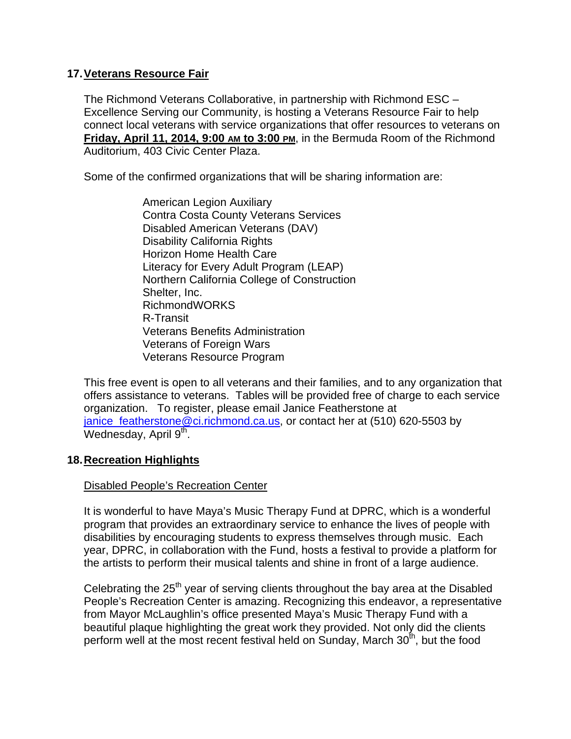## 17. Veterans Resource Fair

The Richmond Veterans Collaborative, in partnership with Richmond ESC – Excellence Serving our Community, is hosting a Veterans Resource Fair to help connect local veterans with service organizations that offer resources to veterans on **Friday, April 11, 2014, 9:00 AM to 3:00 PM**, in the Bermuda Room of the Richmond Auditorium, 403 Civic Center Plaza.

Some of the confirmed organizations that will be sharing information are:

American Legion Auxiliary
Contra Costa County Veterans Services
Disabled American Veterans (DAV)
Disability California Rights
Horizon Home Health Care
Literacy for Every Adult Program (LEAP)
Northern California College of Construction
Shelter, Inc.
RichmondWORKS
R-Transit
Veterans Benefits Administration
Veterans of Foreign Wars
Veterans Resource Program

This free event is open to all veterans and their families, and to any organization that offers assistance to veterans. Tables will be provided free of charge to each service organization. To register, please email Janice Featherstone at janice_featherstone@ci.richmond.ca.us, or contact her at (510) 620-5503 by Wednesday, April 9th.

## 18. Recreation Highlights

Disabled People's Recreation Center

It is wonderful to have Maya's Music Therapy Fund at DPRC, which is a wonderful program that provides an extraordinary service to enhance the lives of people with disabilities by encouraging students to express themselves through music. Each year, DPRC, in collaboration with the Fund, hosts a festival to provide a platform for the artists to perform their musical talents and shine in front of a large audience.

Celebrating the 25th year of serving clients throughout the bay area at the Disabled People's Recreation Center is amazing. Recognizing this endeavor, a representative from Mayor McLaughlin's office presented Maya's Music Therapy Fund with a beautiful plaque highlighting the great work they provided. Not only did the clients perform well at the most recent festival held on Sunday, March 30th, but the food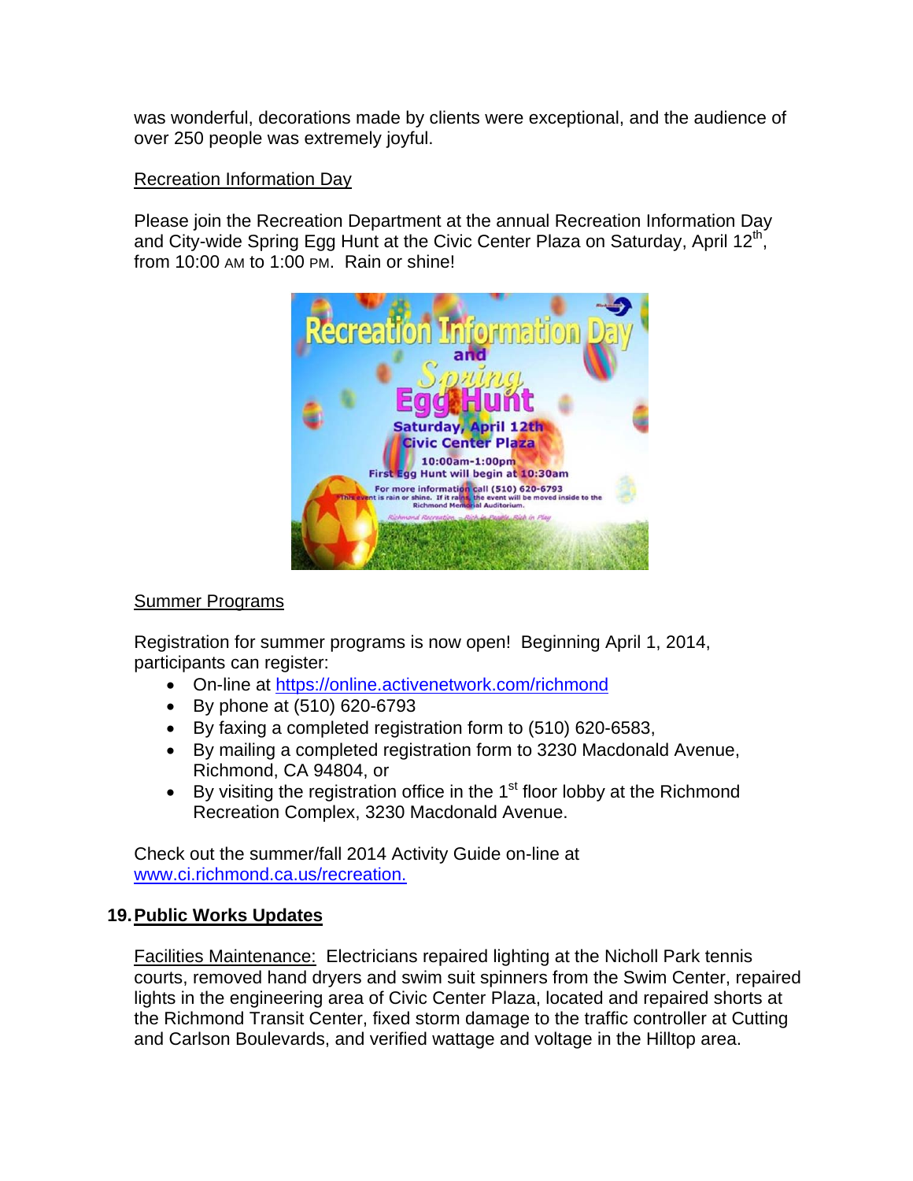was wonderful, decorations made by clients were exceptional, and the audience of over 250 people was extremely joyful.

Recreation Information Day

Please join the Recreation Department at the annual Recreation Information Day and City-wide Spring Egg Hunt at the Civic Center Plaza on Saturday, April 12th, from 10:00 AM to 1:00 PM. Rain or shine!

Summer Programs

Registration for summer programs is now open! Beginning April 1, 2014, participants can register:

- On-line at https://online.activenetwork.com/richmond
- By phone at (510) 620-6793
- By faxing a completed registration form to (510) 620-6583,
- By mailing a completed registration form to 3230 Macdonald Avenue, Richmond, CA 94804, or
- By visiting the registration office in the 1st floor lobby at the Richmond Recreation Complex, 3230 Macdonald Avenue.

Check out the summer/fall 2014 Activity Guide on-line at www.ci.richmond.ca.us/recreation.

## 19. Public Works Updates

Facilities Maintenance: Electricians repaired lighting at the Nicholl Park tennis courts, removed hand dryers and swim suit spinners from the Swim Center, repaired lights in the engineering area of Civic Center Plaza, located and repaired shorts at the Richmond Transit Center, fixed storm damage to the traffic controller at Cutting and Carlson Boulevards, and verified wattage and voltage in the Hilltop area.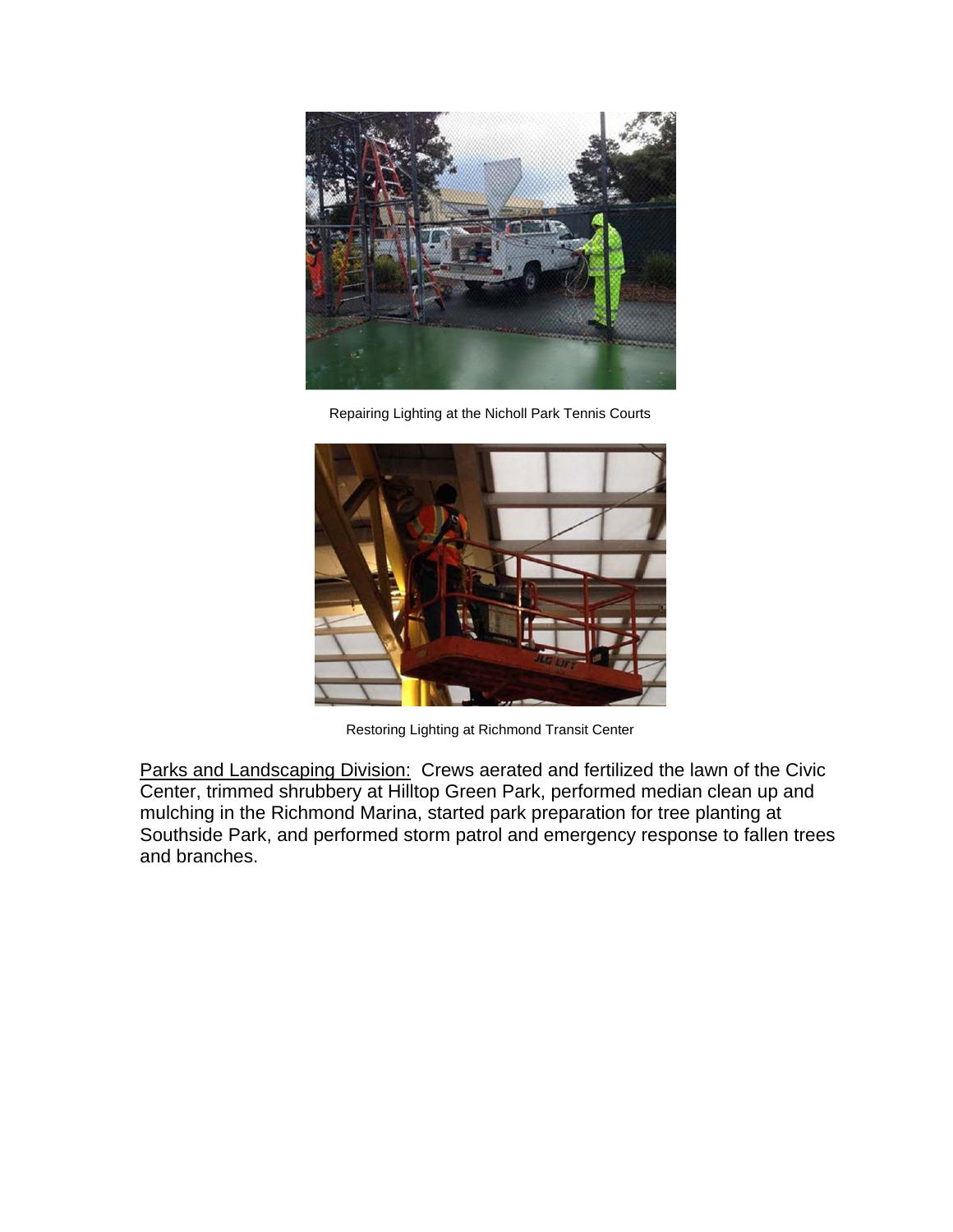Repairing Lighting at the Nicholl Park Tennis Courts

Restoring Lighting at Richmond Transit Center

Parks and Landscaping Division: Crews aerated and fertilized the lawn of the Civic Center, trimmed shrubbery at Hilltop Green Park, performed median clean up and mulching in the Richmond Marina, started park preparation for tree planting at Southside Park, and performed storm patrol and emergency response to fallen trees and branches.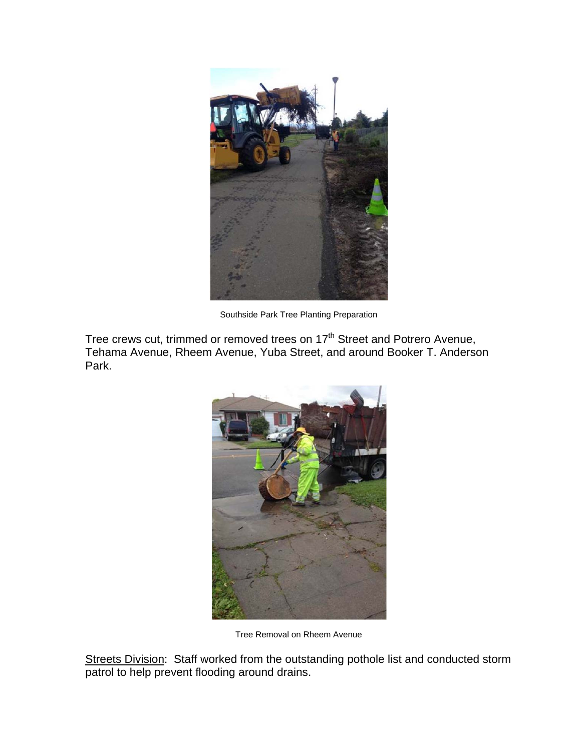Southside Park Tree Planting Preparation

Tree crews cut, trimmed or removed trees on 17th Street and Potrero Avenue, Tehama Avenue, Rheem Avenue, Yuba Street, and around Booker T. Anderson Park.

Tree Removal on Rheem Avenue

Streets Division: Staff worked from the outstanding pothole list and conducted storm patrol to help prevent flooding around drains.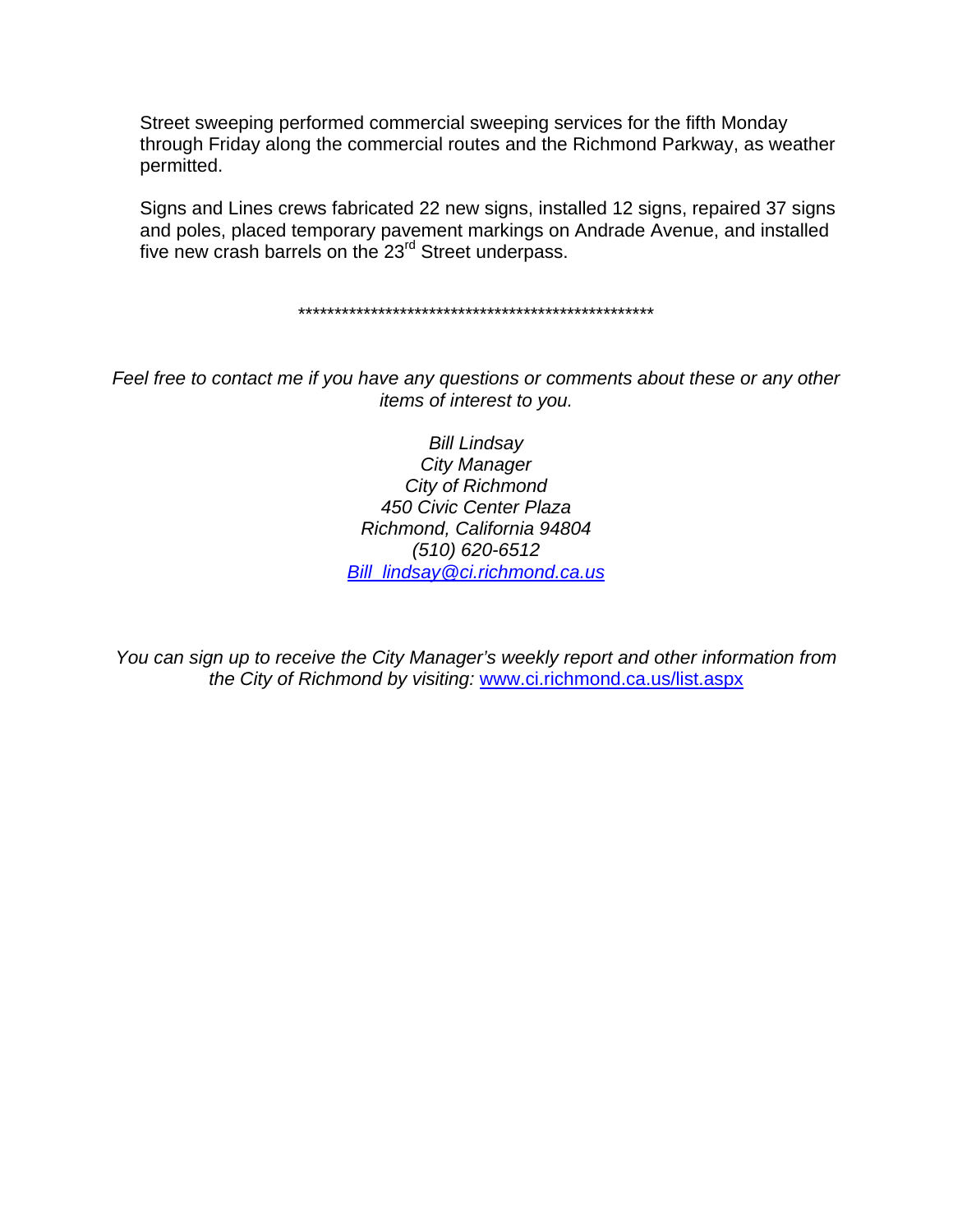Street sweeping performed commercial sweeping services for the fifth Monday through Friday along the commercial routes and the Richmond Parkway, as weather permitted.

Signs and Lines crews fabricated 22 new signs, installed 12 signs, repaired 37 signs and poles, placed temporary pavement markings on Andrade Avenue, and installed five new crash barrels on the 23rd Street underpass.

**************************************************

*Feel free to contact me if you have any questions or comments about these or any other items of interest to you.*

*Bill Lindsay*
*City Manager*
*City of Richmond*
*450 Civic Center Plaza*
*Richmond, California 94804*
*(510) 620-6512*
*[Bill_lindsay@ci.richmond.ca.us](mailto:Bill_lindsay@ci.richmond.ca.us)*

*You can sign up to receive the City Manager's weekly report and other information from the City of Richmond by visiting:* [www.ci.richmond.ca.us/list.aspx](http://www.ci.richmond.ca.us/list.aspx)